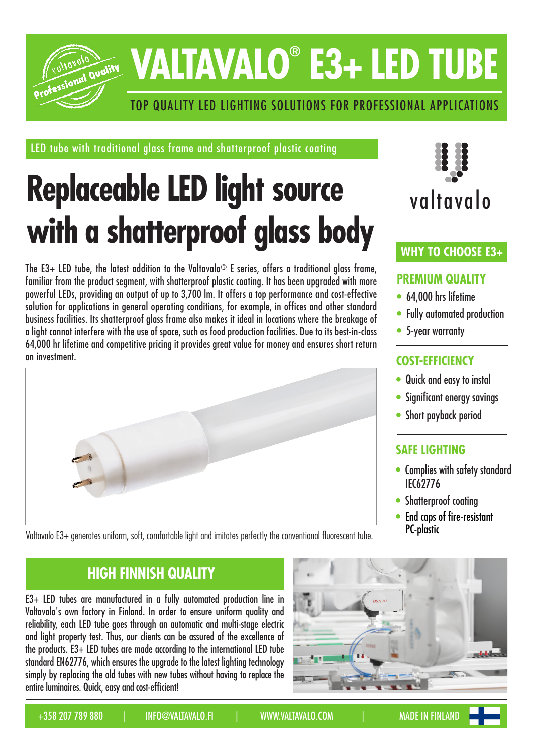# VALTAVALO® E3+ LED TUBE

TOP QUALITY LED LIGHTING SOLUTIONS FOR PROFESSIONAL APPLICATIONS

LED tube with traditional glass frame and shatterproof plastic coating

## Replaceable LED light source with a shatterproof glass body

The E3+ LED tube, the latest addition to the Valtavalo® E series, offers a traditional glass frame, familiar from the product segment, with shatterproof plastic coating. It has been upgraded with more powerful LEDs, providing an output of up to 3,700 lm. It offers a top performance and cost-effective solution for applications in general operating conditions, for example, in offices and other standard business facilities. Its shatterproof glass frame also makes it ideal in locations where the breakage of a light cannot interfere with the use of space, such as food production facilities. Due to its best-in-class 64,000 hr lifetime and competitive pricing it provides great value for money and ensures short return on investment.

Valtavalo E3+ generates uniform, soft, comfortable light and imitates perfectly the conventional fluorescent tube.

## WHY TO CHOOSE E3+

### PREMIUM QUALITY

- 64,000 hrs lifetime
- Fully automated production
- 5-year warranty

### COST-EFFICIENCY

- Quick and easy to instal
- Significant energy savings
- Short payback period

### SAFE LIGHTING

- Complies with safety standard IEC62776
- Shatterproof coating
- End caps of fire-resistant PC-plastic

## HIGH FINNISH QUALITY

E3+ LED tubes are manufactured in a fully automated production line in Valtavalo's own factory in Finland. In order to ensure uniform quality and reliability, each LED tube goes through an automatic and multi-stage electric and light property test. Thus, our clients can be assured of the excellence of the products. E3+ LED tubes are made according to the international LED tube standard EN62776, which ensures the upgrade to the latest lighting technology simply by replacing the old tubes with new tubes without having to replace the entire luminaires. Quick, easy and cost-efficient!

+358 207 789 880 | INFO@VALTAVALO.FI | WWW.VALTAVALO.COM | MADE IN FINLAND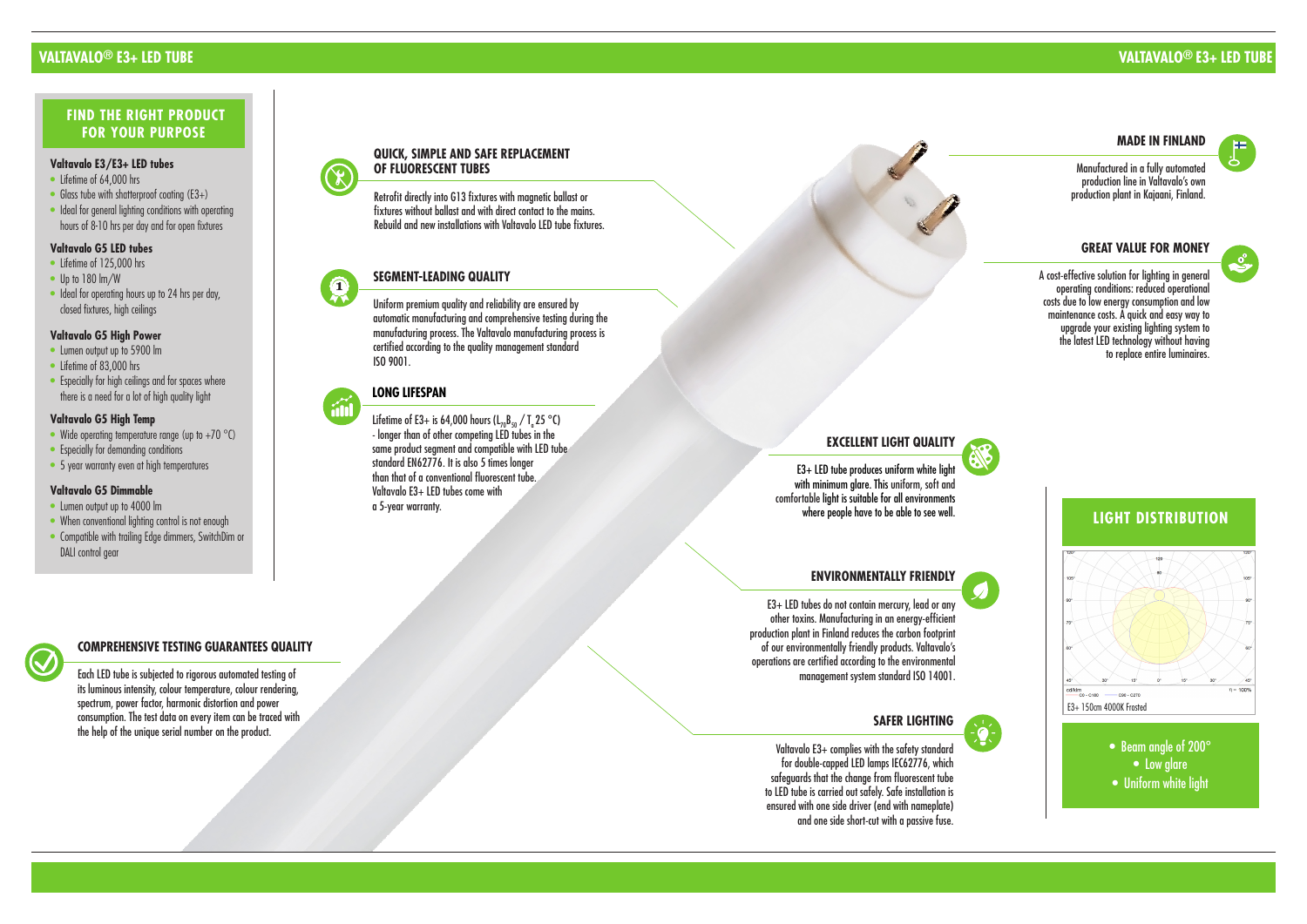# VALTAVALO® E3+ LED TUBE

## FIND THE RIGHT PRODUCT FOR YOUR PURPOSE

**Valtavalo E3/E3+ LED tubes**
- Lifetime of 64,000 hrs
- Glass tube with shatterproof coating (E3+)
- Ideal for general lighting conditions with operating hours of 8-10 hrs per day and for open fixtures

**Valtavalo G5 LED tubes**
- Lifetime of 125,000 hrs
- Up to 180 lm/W
- Ideal for operating hours up to 24 hrs per day, closed fixtures, high ceilings

**Valtavalo G5 High Power**
- Lumen output up to 5900 lm
- Lifetime of 83,000 hrs
- Especially for high ceilings and for spaces where there is a need for a lot of high quality light

**Valtavalo G5 High Temp**
- Wide operating temperature range (up to +70 °C)
- Especially for demanding conditions
- 5 year warranty even at high temperatures

**Valtavalo G5 Dimmable**
- Lumen output up to 4000 lm
- When conventional lighting control is not enough
- Compatible with trailing Edge dimmers, SwitchDim or DALI control gear

## COMPREHENSIVE TESTING GUARANTEES QUALITY

Each LED tube is subjected to rigorous automated testing of its luminous intensity, colour temperature, colour rendering, spectrum, power factor, harmonic distortion and power consumption. The test data on every item can be traced with the help of the unique serial number on the product.

## QUICK, SIMPLE AND SAFE REPLACEMENT OF FLUORESCENT TUBES

Retrofit directly into G13 fixtures with magnetic ballast or fixtures without ballast and with direct contact to the mains. Rebuild and new installations with Valtavalo LED tube fixtures.

## SEGMENT-LEADING QUALITY

Uniform premium quality and reliability are ensured by automatic manufacturing and comprehensive testing during the manufacturing process. The Valtavalo manufacturing process is certified according to the quality management standard ISO 9001.

## LONG LIFESPAN

Lifetime of E3+ is 64,000 hours ($L_{70}B_{50}$ / $T_c$ 25 °C) - longer than of other competing LED tubes in the same product segment and compatible with LED tube standard EN62776. It is also 5 times longer than that of a conventional fluorescent tube. Valtavalo E3+ LED tubes come with a 5-year warranty.

## MADE IN FINLAND

Manufactured in a fully automated production line in Valtavalo's own production plant in Kajaani, Finland.

## GREAT VALUE FOR MONEY

A cost-effective solution for lighting in general operating conditions: reduced operational costs due to low energy consumption and low maintenance costs. A quick and easy way to upgrade your existing lighting system to the latest LED technology without having to replace entire luminaires.

## EXCELLENT LIGHT QUALITY

E3+ LED tube produces uniform white light with minimum glare. This uniform, soft and comfortable light is suitable for all environments where people have to be able to see well.

## ENVIRONMENTALLY FRIENDLY

E3+ LED tubes do not contain mercury, lead or any other toxins. Manufacturing in an energy-efficient production plant in Finland reduces the carbon footprint of our environmentally friendly products. Valtavalo's operations are certified according to the environmental management system standard ISO 14001.

## SAFER LIGHTING

Valtavalo E3+ complies with the safety standard for double-capped LED lamps IEC62776, which safeguards that the change from fluorescent tube to LED tube is carried out safely. Safe installation is ensured with one side driver (end with nameplate) and one side short-cut with a passive fuse.

## LIGHT DISTRIBUTION

E3+ 150cm 4000K Frosted

- Beam angle of 200°
- Low glare
- Uniform white light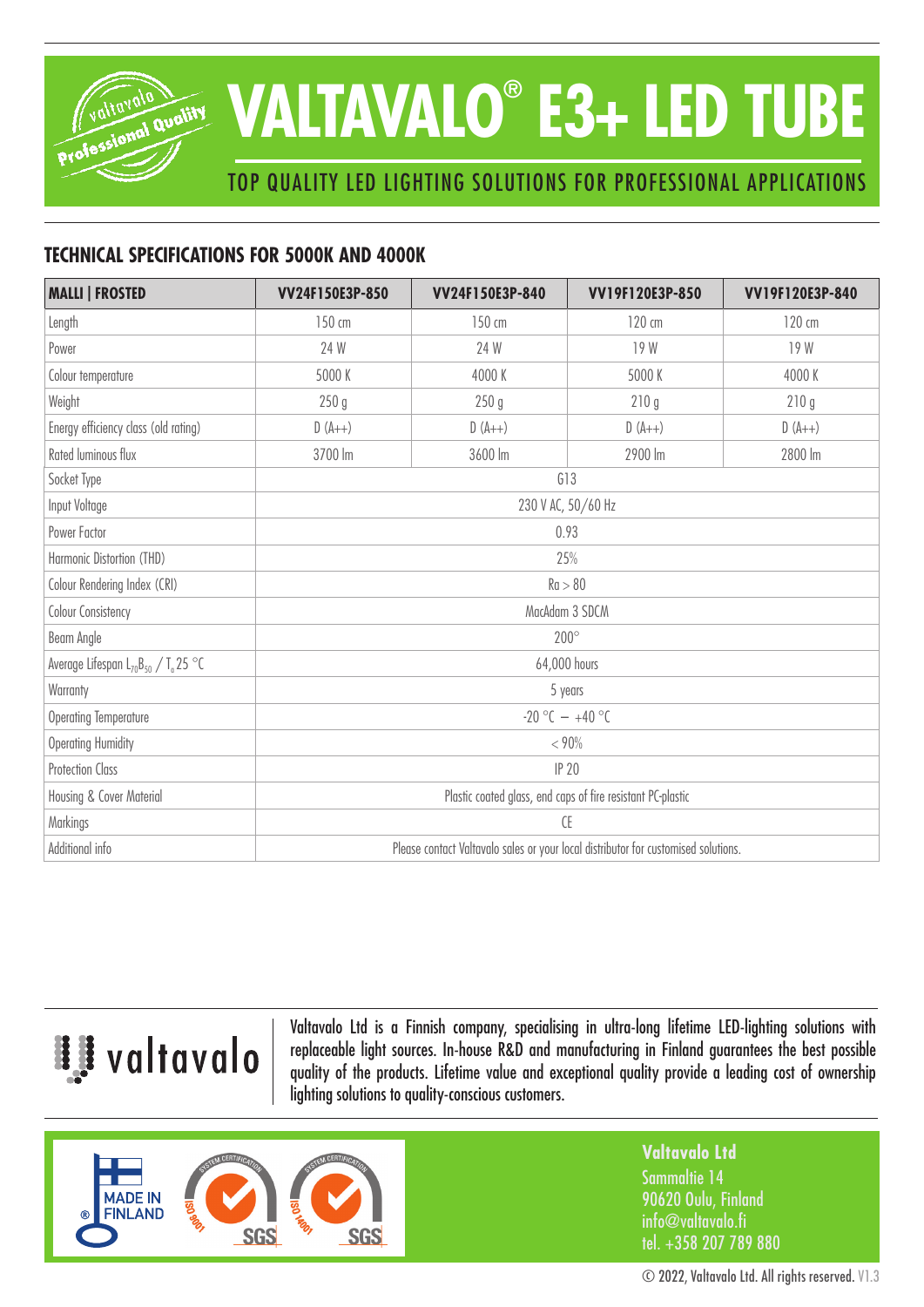# VALTAVALO® E3+ LED TUBE

TOP QUALITY LED LIGHTING SOLUTIONS FOR PROFESSIONAL APPLICATIONS

## TECHNICAL SPECIFICATIONS FOR 5000K AND 4000K

| MALLI \| FROSTED | VV24F150E3P-850 | VV24F150E3P-840 | VV19F120E3P-850 | VV19F120E3P-840 |
|---|---|---|---|---|
| Length | 150 cm | 150 cm | 120 cm | 120 cm |
| Power | 24 W | 24 W | 19 W | 19 W |
| Colour temperature | 5000 K | 4000 K | 5000 K | 4000 K |
| Weight | 250 g | 250 g | 210 g | 210 g |
| Energy efficiency class (old rating) | D (A++) | D (A++) | D (A++) | D (A++) |
| Rated luminous flux | 3700 lm | 3600 lm | 2900 lm | 2800 lm |
| Socket Type | G13 | | | |
| Input Voltage | 230 V AC, 50/60 Hz | | | |
| Power Factor | 0.93 | | | |
| Harmonic Distortion (THD) | 25% | | | |
| Colour Rendering Index (CRI) | Ra > 80 | | | |
| Colour Consistency | MacAdam 3 SDCM | | | |
| Beam Angle | 200° | | | |
| Average Lifespan $L_{70}B_{50}$ / $T_a$ 25 °C | 64,000 hours | | | |
| Warranty | 5 years | | | |
| Operating Temperature | -20 °C – +40 °C | | | |
| Operating Humidity | < 90% | | | |
| Protection Class | IP 20 | | | |
| Housing & Cover Material | Plastic coated glass, end caps of fire resistant PC-plastic | | | |
| Markings | CE | | | |
| Additional info | Please contact Valtavalo sales or your local distributor for customised solutions. | | | |

valtavalo

Valtavalo Ltd is a Finnish company, specialising in ultra-long lifetime LED-lighting solutions with replaceable light sources. In-house R&D and manufacturing in Finland guarantees the best possible quality of the products. Lifetime value and exceptional quality provide a leading cost of ownership lighting solutions to quality-conscious customers.

MADE IN FINLAND

ISO 9001 SGS

ISO 14001 SGS

**Valtavalo Ltd**
Sammaltie 14
90620 Oulu, Finland
info@valtavalo.fi
tel. +358 207 789 880

© 2022, Valtavalo Ltd. All rights reserved. V1.3